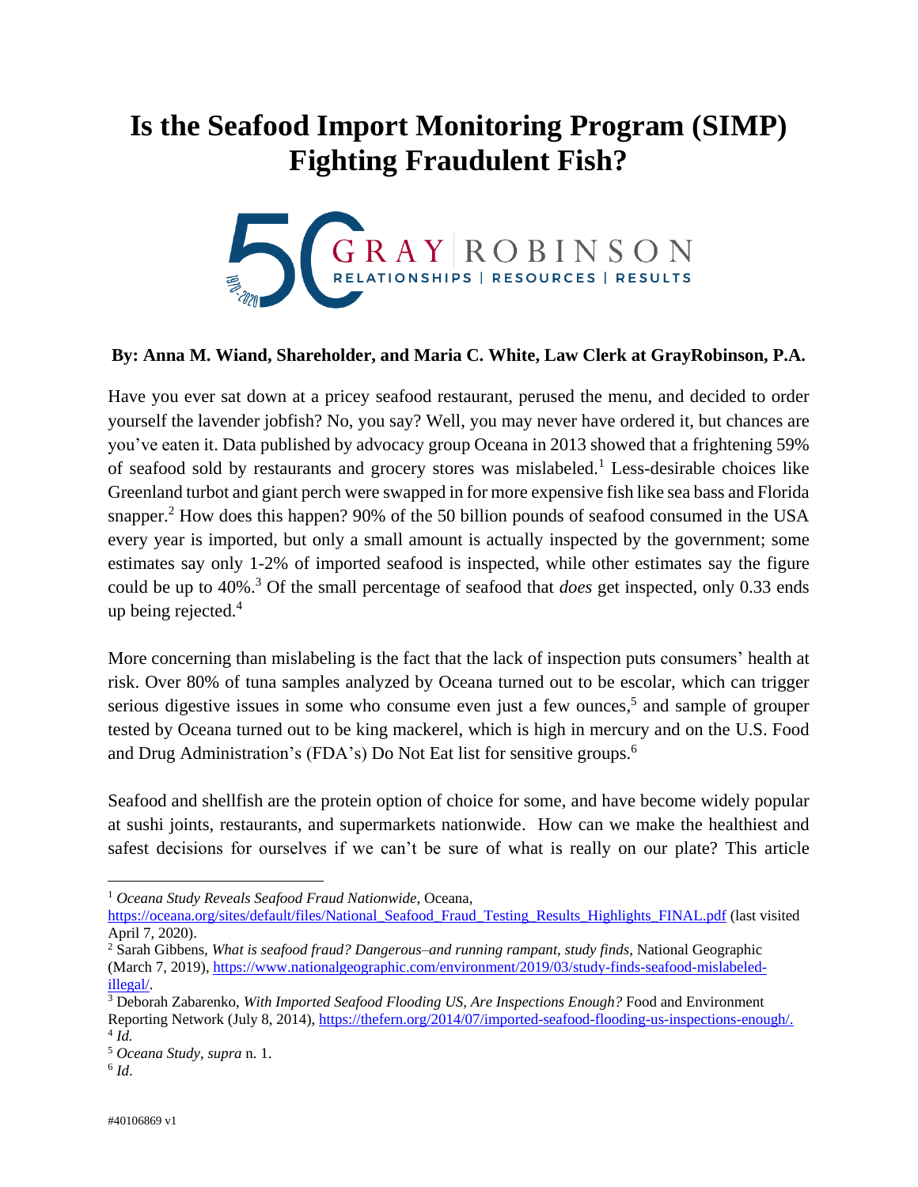# Is the Seafood Import Monitoring Program (SIMP) Fighting Fraudulent Fish?

GRAY ROBINSON
RELATIONSHIPS | RESOURCES | RESULTS

**By: Anna M. Wiand, Shareholder, and Maria C. White, Law Clerk at GrayRobinson, P.A.**

Have you ever sat down at a pricey seafood restaurant, perused the menu, and decided to order yourself the lavender jobfish? No, you say? Well, you may never have ordered it, but chances are you've eaten it. Data published by advocacy group Oceana in 2013 showed that a frightening 59% of seafood sold by restaurants and grocery stores was mislabeled.[1] Less-desirable choices like Greenland turbot and giant perch were swapped in for more expensive fish like sea bass and Florida snapper.[2] How does this happen? 90% of the 50 billion pounds of seafood consumed in the USA every year is imported, but only a small amount is actually inspected by the government; some estimates say only 1-2% of imported seafood is inspected, while other estimates say the figure could be up to 40%.[3] Of the small percentage of seafood that *does* get inspected, only 0.33 ends up being rejected.[4]

More concerning than mislabeling is the fact that the lack of inspection puts consumers' health at risk. Over 80% of tuna samples analyzed by Oceana turned out to be escolar, which can trigger serious digestive issues in some who consume even just a few ounces,[5] and sample of grouper tested by Oceana turned out to be king mackerel, which is high in mercury and on the U.S. Food and Drug Administration's (FDA's) Do Not Eat list for sensitive groups.[6]

Seafood and shellfish are the protein option of choice for some, and have become widely popular at sushi joints, restaurants, and supermarkets nationwide. How can we make the healthiest and safest decisions for ourselves if we can't be sure of what is really on our plate? This article

---

[1] *Oceana Study Reveals Seafood Fraud Nationwide*, Oceana, https://oceana.org/sites/default/files/National_Seafood_Fraud_Testing_Results_Highlights_FINAL.pdf (last visited April 7, 2020).

[2] Sarah Gibbens, *What is seafood fraud? Dangerous–and running rampant, study finds*, National Geographic (March 7, 2019), https://www.nationalgeographic.com/environment/2019/03/study-finds-seafood-mislabeled-illegal/.

[3] Deborah Zabarenko, *With Imported Seafood Flooding US, Are Inspections Enough?* Food and Environment Reporting Network (July 8, 2014), https://thefern.org/2014/07/imported-seafood-flooding-us-inspections-enough/.

[4] *Id.*

[5] *Oceana Study*, *supra* n. 1.

[6] *Id*.

#40106869 v1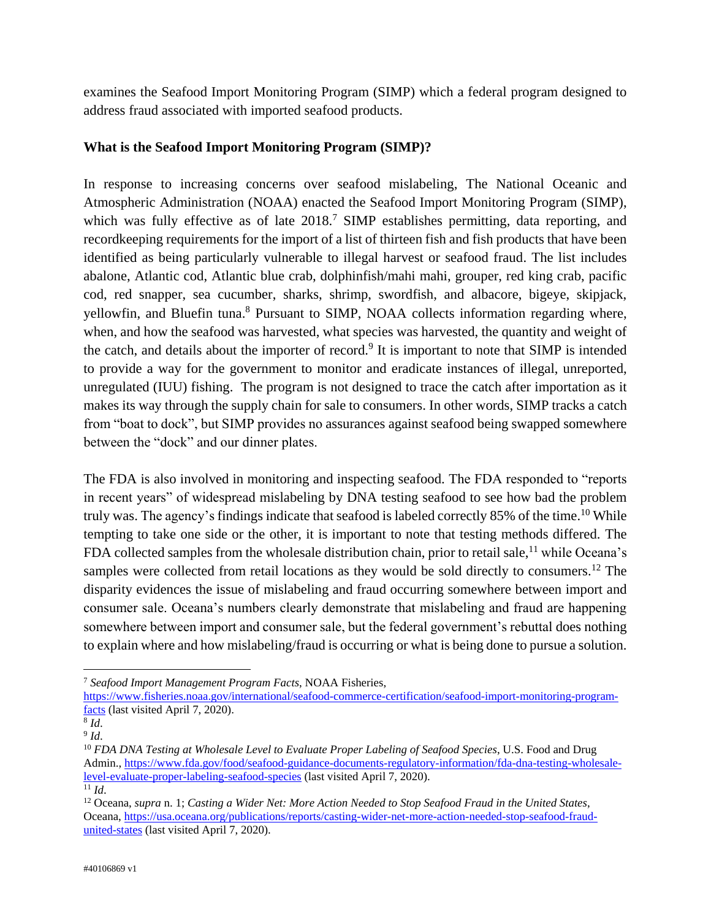examines the Seafood Import Monitoring Program (SIMP) which a federal program designed to address fraud associated with imported seafood products.

**What is the Seafood Import Monitoring Program (SIMP)?**

In response to increasing concerns over seafood mislabeling, The National Oceanic and Atmospheric Administration (NOAA) enacted the Seafood Import Monitoring Program (SIMP), which was fully effective as of late 2018.[7] SIMP establishes permitting, data reporting, and recordkeeping requirements for the import of a list of thirteen fish and fish products that have been identified as being particularly vulnerable to illegal harvest or seafood fraud. The list includes abalone, Atlantic cod, Atlantic blue crab, dolphinfish/mahi mahi, grouper, red king crab, pacific cod, red snapper, sea cucumber, sharks, shrimp, swordfish, and albacore, bigeye, skipjack, yellowfin, and Bluefin tuna.[8] Pursuant to SIMP, NOAA collects information regarding where, when, and how the seafood was harvested, what species was harvested, the quantity and weight of the catch, and details about the importer of record.[9] It is important to note that SIMP is intended to provide a way for the government to monitor and eradicate instances of illegal, unreported, unregulated (IUU) fishing. The program is not designed to trace the catch after importation as it makes its way through the supply chain for sale to consumers. In other words, SIMP tracks a catch from "boat to dock", but SIMP provides no assurances against seafood being swapped somewhere between the "dock" and our dinner plates.

The FDA is also involved in monitoring and inspecting seafood. The FDA responded to "reports in recent years" of widespread mislabeling by DNA testing seafood to see how bad the problem truly was. The agency's findings indicate that seafood is labeled correctly 85% of the time.[10] While tempting to take one side or the other, it is important to note that testing methods differed. The FDA collected samples from the wholesale distribution chain, prior to retail sale,[11] while Oceana's samples were collected from retail locations as they would be sold directly to consumers.[12] The disparity evidences the issue of mislabeling and fraud occurring somewhere between import and consumer sale. Oceana's numbers clearly demonstrate that mislabeling and fraud are happening somewhere between import and consumer sale, but the federal government's rebuttal does nothing to explain where and how mislabeling/fraud is occurring or what is being done to pursue a solution.

---

[7] *Seafood Import Management Program Facts*, NOAA Fisheries, https://www.fisheries.noaa.gov/international/seafood-commerce-certification/seafood-import-monitoring-program-facts (last visited April 7, 2020).

[8] *Id*.

[9] *Id*.

[10] *FDA DNA Testing at Wholesale Level to Evaluate Proper Labeling of Seafood Species*, U.S. Food and Drug Admin., https://www.fda.gov/food/seafood-guidance-documents-regulatory-information/fda-dna-testing-wholesale-level-evaluate-proper-labeling-seafood-species (last visited April 7, 2020).

[11] *Id*.

[12] Oceana, *supra* n. 1; *Casting a Wider Net: More Action Needed to Stop Seafood Fraud in the United States*, Oceana, https://usa.oceana.org/publications/reports/casting-wider-net-more-action-needed-stop-seafood-fraud-united-states (last visited April 7, 2020).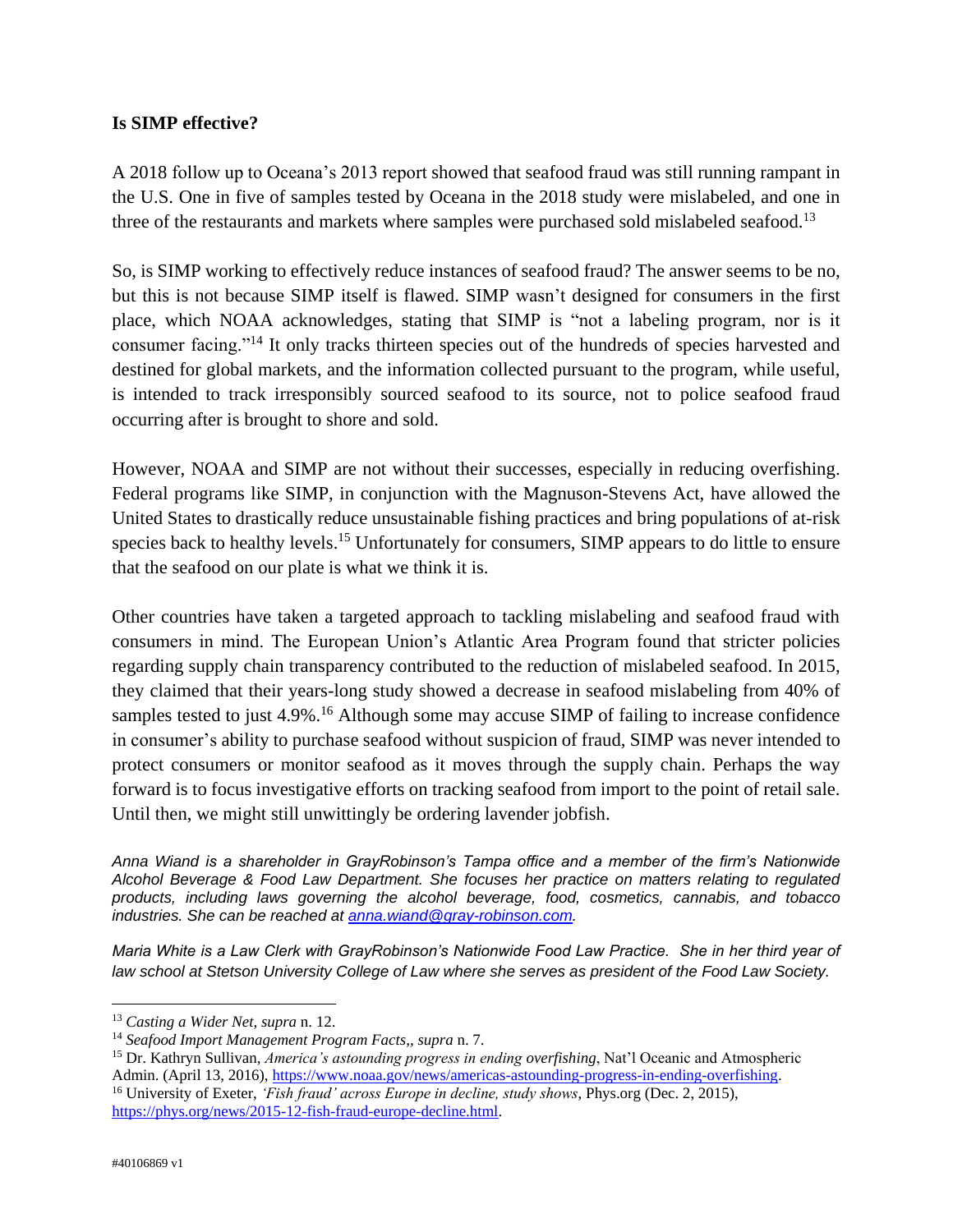**Is SIMP effective?**

A 2018 follow up to Oceana's 2013 report showed that seafood fraud was still running rampant in the U.S. One in five of samples tested by Oceana in the 2018 study were mislabeled, and one in three of the restaurants and markets where samples were purchased sold mislabeled seafood.[13]

So, is SIMP working to effectively reduce instances of seafood fraud? The answer seems to be no, but this is not because SIMP itself is flawed. SIMP wasn't designed for consumers in the first place, which NOAA acknowledges, stating that SIMP is "not a labeling program, nor is it consumer facing."[14] It only tracks thirteen species out of the hundreds of species harvested and destined for global markets, and the information collected pursuant to the program, while useful, is intended to track irresponsibly sourced seafood to its source, not to police seafood fraud occurring after is brought to shore and sold.

However, NOAA and SIMP are not without their successes, especially in reducing overfishing. Federal programs like SIMP, in conjunction with the Magnuson-Stevens Act, have allowed the United States to drastically reduce unsustainable fishing practices and bring populations of at-risk species back to healthy levels.[15] Unfortunately for consumers, SIMP appears to do little to ensure that the seafood on our plate is what we think it is.

Other countries have taken a targeted approach to tackling mislabeling and seafood fraud with consumers in mind. The European Union's Atlantic Area Program found that stricter policies regarding supply chain transparency contributed to the reduction of mislabeled seafood. In 2015, they claimed that their years-long study showed a decrease in seafood mislabeling from 40% of samples tested to just 4.9%.[16] Although some may accuse SIMP of failing to increase confidence in consumer's ability to purchase seafood without suspicion of fraud, SIMP was never intended to protect consumers or monitor seafood as it moves through the supply chain. Perhaps the way forward is to focus investigative efforts on tracking seafood from import to the point of retail sale. Until then, we might still unwittingly be ordering lavender jobfish.

*Anna Wiand is a shareholder in GrayRobinson's Tampa office and a member of the firm's Nationwide Alcohol Beverage & Food Law Department. She focuses her practice on matters relating to regulated products, including laws governing the alcohol beverage, food, cosmetics, cannabis, and tobacco industries. She can be reached at anna.wiand@gray-robinson.com.*

*Maria White is a Law Clerk with GrayRobinson's Nationwide Food Law Practice. She in her third year of law school at Stetson University College of Law where she serves as president of the Food Law Society.*

---

[13] *Casting a Wider Net*, *supra* n. 12.

[14] *Seafood Import Management Program Facts*,, *supra* n. 7.

[15] Dr. Kathryn Sullivan, *America's astounding progress in ending overfishing*, Nat'l Oceanic and Atmospheric Admin. (April 13, 2016), https://www.noaa.gov/news/americas-astounding-progress-in-ending-overfishing.

[16] University of Exeter, *'Fish fraud' across Europe in decline, study shows*, Phys.org (Dec. 2, 2015), https://phys.org/news/2015-12-fish-fraud-europe-decline.html.

#40106869 v1